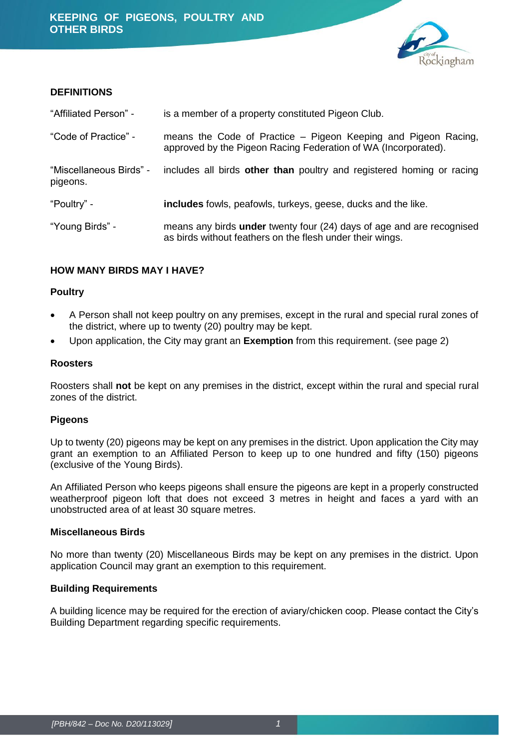# KEEPING OF PIGEONS, POULTRY AND OTHER BIRDS

## DEFINITIONS

| | |
|---|---|
| "Affiliated Person" - | is a member of a property constituted Pigeon Club. |
| "Code of Practice" - | means the Code of Practice – Pigeon Keeping and Pigeon Racing, approved by the Pigeon Racing Federation of WA (Incorporated). |
| "Miscellaneous Birds" - | includes all birds **other than** poultry and registered homing or racing pigeons. |
| "Poultry" - | **includes** fowls, peafowls, turkeys, geese, ducks and the like. |
| "Young Birds" - | means any birds **under** twenty four (24) days of age and are recognised as birds without feathers on the flesh under their wings. |

## HOW MANY BIRDS MAY I HAVE?

### Poultry

- A Person shall not keep poultry on any premises, except in the rural and special rural zones of the district, where up to twenty (20) poultry may be kept.
- Upon application, the City may grant an **Exemption** from this requirement. (see page 2)

### Roosters

Roosters shall **not** be kept on any premises in the district, except within the rural and special rural zones of the district.

### Pigeons

Up to twenty (20) pigeons may be kept on any premises in the district. Upon application the City may grant an exemption to an Affiliated Person to keep up to one hundred and fifty (150) pigeons (exclusive of the Young Birds).

An Affiliated Person who keeps pigeons shall ensure the pigeons are kept in a properly constructed weatherproof pigeon loft that does not exceed 3 metres in height and faces a yard with an unobstructed area of at least 30 square metres.

### Miscellaneous Birds

No more than twenty (20) Miscellaneous Birds may be kept on any premises in the district. Upon application Council may grant an exemption to this requirement.

### Building Requirements

A building licence may be required for the erection of aviary/chicken coop. Please contact the City's Building Department regarding specific requirements.

*[PBH/842 – Doc No. D20/113029]*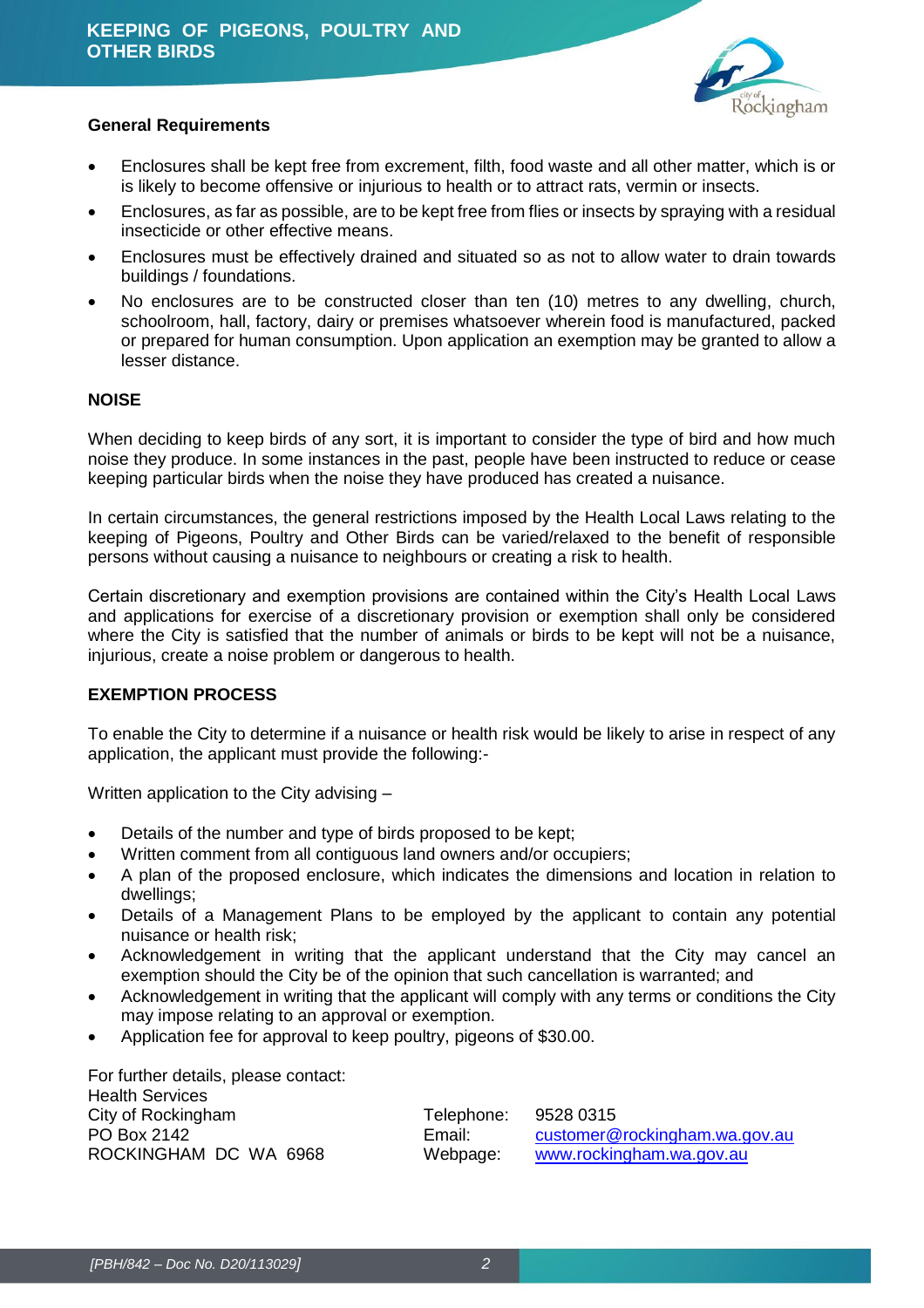## General Requirements

- Enclosures shall be kept free from excrement, filth, food waste and all other matter, which is or is likely to become offensive or injurious to health or to attract rats, vermin or insects.
- Enclosures, as far as possible, are to be kept free from flies or insects by spraying with a residual insecticide or other effective means.
- Enclosures must be effectively drained and situated so as not to allow water to drain towards buildings / foundations.
- No enclosures are to be constructed closer than ten (10) metres to any dwelling, church, schoolroom, hall, factory, dairy or premises whatsoever wherein food is manufactured, packed or prepared for human consumption. Upon application an exemption may be granted to allow a lesser distance.

## NOISE

When deciding to keep birds of any sort, it is important to consider the type of bird and how much noise they produce. In some instances in the past, people have been instructed to reduce or cease keeping particular birds when the noise they have produced has created a nuisance.

In certain circumstances, the general restrictions imposed by the Health Local Laws relating to the keeping of Pigeons, Poultry and Other Birds can be varied/relaxed to the benefit of responsible persons without causing a nuisance to neighbours or creating a risk to health.

Certain discretionary and exemption provisions are contained within the City's Health Local Laws and applications for exercise of a discretionary provision or exemption shall only be considered where the City is satisfied that the number of animals or birds to be kept will not be a nuisance, injurious, create a noise problem or dangerous to health.

## EXEMPTION PROCESS

To enable the City to determine if a nuisance or health risk would be likely to arise in respect of any application, the applicant must provide the following:-

Written application to the City advising –

- Details of the number and type of birds proposed to be kept;
- Written comment from all contiguous land owners and/or occupiers;
- A plan of the proposed enclosure, which indicates the dimensions and location in relation to dwellings;
- Details of a Management Plans to be employed by the applicant to contain any potential nuisance or health risk;
- Acknowledgement in writing that the applicant understand that the City may cancel an exemption should the City be of the opinion that such cancellation is warranted; and
- Acknowledgement in writing that the applicant will comply with any terms or conditions the City may impose relating to an approval or exemption.
- Application fee for approval to keep poultry, pigeons of $30.00.

For further details, please contact:
Health Services
City of Rockingham
PO Box 2142
ROCKINGHAM DC WA 6968

Telephone: 9528 0315
Email: customer@rockingham.wa.gov.au
Webpage: www.rockingham.wa.gov.au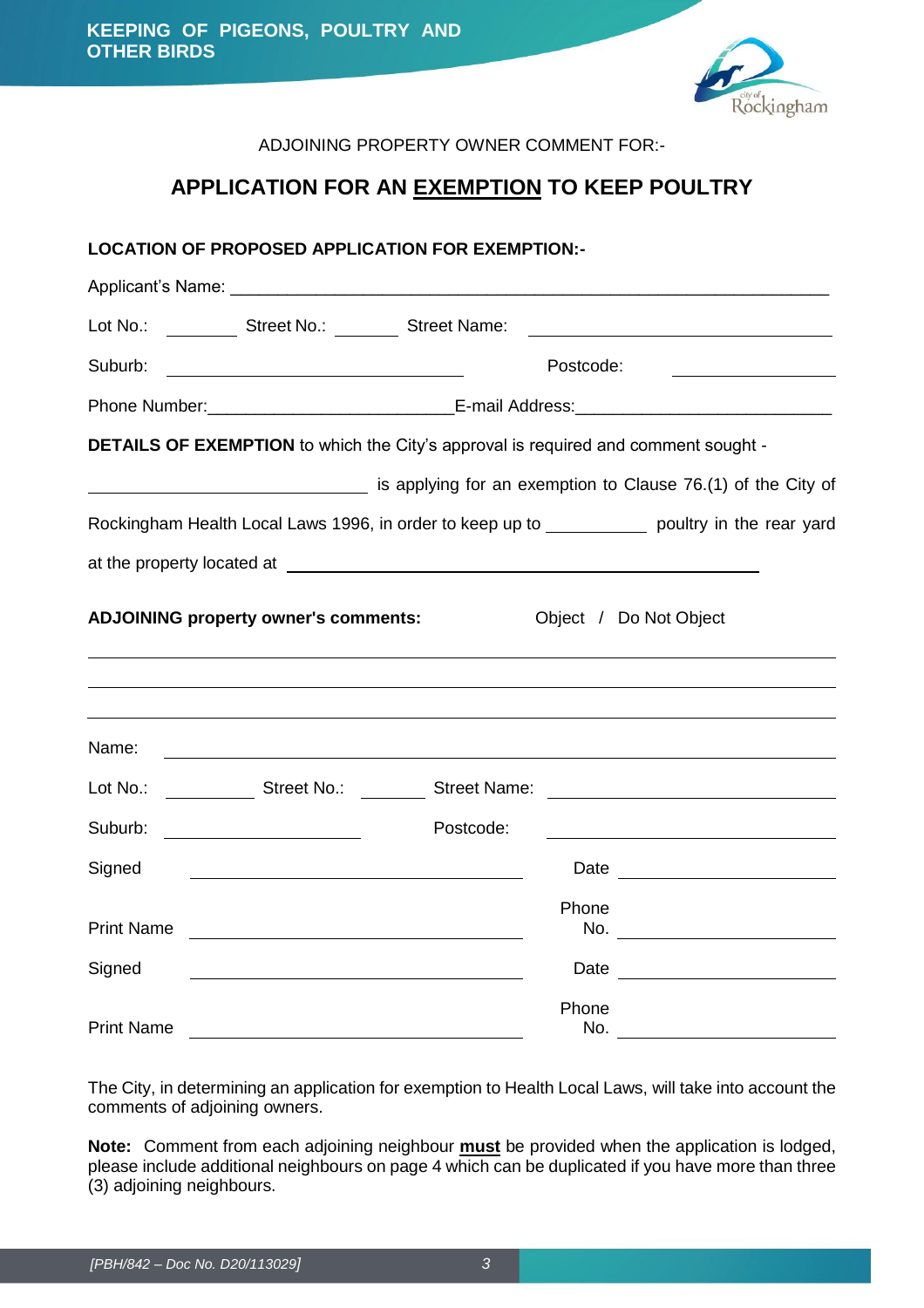ADJOINING PROPERTY OWNER COMMENT FOR:-

## APPLICATION FOR AN EXEMPTION TO KEEP POULTRY

**LOCATION OF PROPOSED APPLICATION FOR EXEMPTION:-**

Applicant's Name: ____________________________________________

Lot No.: ________ Street No.: _______ Street Name: ____________________

Suburb: ____________________________ Postcode: ______________

Phone Number: ________________________ E-mail Address: ________________________

**DETAILS OF EXEMPTION** to which the City's approval is required and comment sought -

____________________________ is applying for an exemption to Clause 76.(1) of the City of Rockingham Health Local Laws 1996, in order to keep up to __________ poultry in the rear yard at the property located at ____________________________________________

**ADJOINING property owner's comments:** Object / Do Not Object

______________________________________________________________

______________________________________________________________

______________________________________________________________

Name: ______________________________________________________________

Lot No.: _________ Street No.: _______ Street Name: ____________________

Suburb: __________________ Postcode: ____________________

Signed ______________________________ Date ____________________

Print Name ______________________________ Phone No. ____________________

Signed ______________________________ Date ____________________

Print Name ______________________________ Phone No. ____________________

The City, in determining an application for exemption to Health Local Laws, will take into account the comments of adjoining owners.

**Note:** Comment from each adjoining neighbour **must** be provided when the application is lodged, please include additional neighbours on page 4 which can be duplicated if you have more than three (3) adjoining neighbours.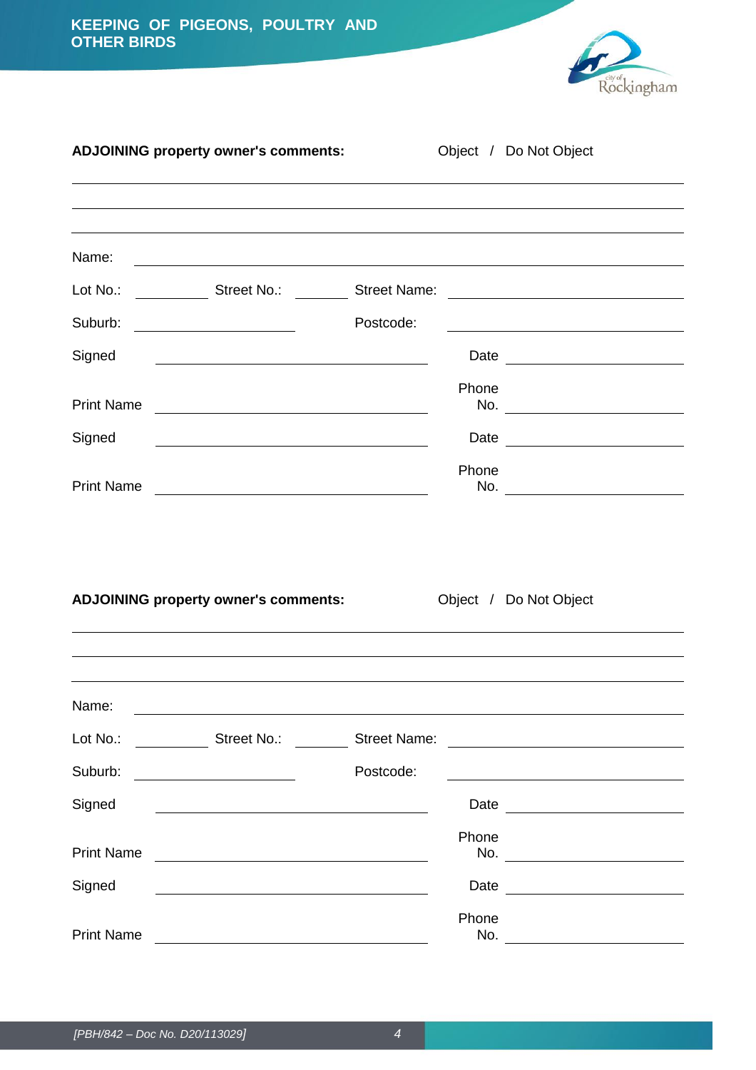**ADJOINING property owner's comments:** Object / Do Not Object

\_\_\_\_\_\_\_\_\_\_\_\_\_\_\_\_\_\_\_\_\_\_\_\_\_\_\_\_\_\_\_\_\_\_\_\_\_\_\_\_\_\_\_\_\_\_\_\_\_\_\_\_\_\_\_\_\_\_\_\_\_\_\_\_\_\_\_\_\_\_\_\_

\_\_\_\_\_\_\_\_\_\_\_\_\_\_\_\_\_\_\_\_\_\_\_\_\_\_\_\_\_\_\_\_\_\_\_\_\_\_\_\_\_\_\_\_\_\_\_\_\_\_\_\_\_\_\_\_\_\_\_\_\_\_\_\_\_\_\_\_\_\_\_\_

\_\_\_\_\_\_\_\_\_\_\_\_\_\_\_\_\_\_\_\_\_\_\_\_\_\_\_\_\_\_\_\_\_\_\_\_\_\_\_\_\_\_\_\_\_\_\_\_\_\_\_\_\_\_\_\_\_\_\_\_\_\_\_\_\_\_\_\_\_\_\_\_

Name: \_\_\_\_\_\_\_\_\_\_\_\_\_\_\_\_\_\_\_\_\_\_\_\_\_\_\_\_\_\_\_\_\_\_\_\_\_\_\_\_\_\_\_\_\_\_\_\_\_\_\_\_\_\_\_\_\_\_\_\_\_\_\_\_

Lot No.: \_\_\_\_\_\_\_\_\_\_ Street No.: \_\_\_\_\_\_\_\_ Street Name: \_\_\_\_\_\_\_\_\_\_\_\_\_\_\_\_\_\_\_\_\_\_\_\_\_\_\_\_

Suburb: \_\_\_\_\_\_\_\_\_\_\_\_\_\_\_\_\_\_\_\_\_\_\_ Postcode: \_\_\_\_\_\_\_\_\_\_\_\_\_\_\_\_\_\_\_\_\_\_\_\_\_\_\_\_

Signed \_\_\_\_\_\_\_\_\_\_\_\_\_\_\_\_\_\_\_\_\_\_\_\_\_\_\_\_\_\_\_\_\_\_\_\_\_\_ Date \_\_\_\_\_\_\_\_\_\_\_\_\_\_\_\_\_\_\_\_\_\_\_

Print Name \_\_\_\_\_\_\_\_\_\_\_\_\_\_\_\_\_\_\_\_\_\_\_\_\_\_\_\_\_\_\_\_\_\_\_ Phone No. \_\_\_\_\_\_\_\_\_\_\_\_\_\_\_\_\_\_\_\_\_\_\_

Signed \_\_\_\_\_\_\_\_\_\_\_\_\_\_\_\_\_\_\_\_\_\_\_\_\_\_\_\_\_\_\_\_\_\_\_\_\_\_ Date \_\_\_\_\_\_\_\_\_\_\_\_\_\_\_\_\_\_\_\_\_\_\_

Print Name \_\_\_\_\_\_\_\_\_\_\_\_\_\_\_\_\_\_\_\_\_\_\_\_\_\_\_\_\_\_\_\_\_\_\_ Phone No. \_\_\_\_\_\_\_\_\_\_\_\_\_\_\_\_\_\_\_\_\_\_\_

**ADJOINING property owner's comments:** Object / Do Not Object

\_\_\_\_\_\_\_\_\_\_\_\_\_\_\_\_\_\_\_\_\_\_\_\_\_\_\_\_\_\_\_\_\_\_\_\_\_\_\_\_\_\_\_\_\_\_\_\_\_\_\_\_\_\_\_\_\_\_\_\_\_\_\_\_\_\_\_\_\_\_\_\_

\_\_\_\_\_\_\_\_\_\_\_\_\_\_\_\_\_\_\_\_\_\_\_\_\_\_\_\_\_\_\_\_\_\_\_\_\_\_\_\_\_\_\_\_\_\_\_\_\_\_\_\_\_\_\_\_\_\_\_\_\_\_\_\_\_\_\_\_\_\_\_\_

\_\_\_\_\_\_\_\_\_\_\_\_\_\_\_\_\_\_\_\_\_\_\_\_\_\_\_\_\_\_\_\_\_\_\_\_\_\_\_\_\_\_\_\_\_\_\_\_\_\_\_\_\_\_\_\_\_\_\_\_\_\_\_\_\_\_\_\_\_\_\_\_

Name: \_\_\_\_\_\_\_\_\_\_\_\_\_\_\_\_\_\_\_\_\_\_\_\_\_\_\_\_\_\_\_\_\_\_\_\_\_\_\_\_\_\_\_\_\_\_\_\_\_\_\_\_\_\_\_\_\_\_\_\_\_\_\_\_

Lot No.: \_\_\_\_\_\_\_\_\_\_ Street No.: \_\_\_\_\_\_\_\_ Street Name: \_\_\_\_\_\_\_\_\_\_\_\_\_\_\_\_\_\_\_\_\_\_\_\_\_\_\_\_

Suburb: \_\_\_\_\_\_\_\_\_\_\_\_\_\_\_\_\_\_\_\_\_\_\_ Postcode: \_\_\_\_\_\_\_\_\_\_\_\_\_\_\_\_\_\_\_\_\_\_\_\_\_\_\_\_

Signed \_\_\_\_\_\_\_\_\_\_\_\_\_\_\_\_\_\_\_\_\_\_\_\_\_\_\_\_\_\_\_\_\_\_\_\_\_\_ Date \_\_\_\_\_\_\_\_\_\_\_\_\_\_\_\_\_\_\_\_\_\_\_

Print Name \_\_\_\_\_\_\_\_\_\_\_\_\_\_\_\_\_\_\_\_\_\_\_\_\_\_\_\_\_\_\_\_\_\_\_ Phone No. \_\_\_\_\_\_\_\_\_\_\_\_\_\_\_\_\_\_\_\_\_\_\_

Signed \_\_\_\_\_\_\_\_\_\_\_\_\_\_\_\_\_\_\_\_\_\_\_\_\_\_\_\_\_\_\_\_\_\_\_\_\_\_ Date \_\_\_\_\_\_\_\_\_\_\_\_\_\_\_\_\_\_\_\_\_\_\_

Print Name \_\_\_\_\_\_\_\_\_\_\_\_\_\_\_\_\_\_\_\_\_\_\_\_\_\_\_\_\_\_\_\_\_\_\_ Phone No. \_\_\_\_\_\_\_\_\_\_\_\_\_\_\_\_\_\_\_\_\_\_\_